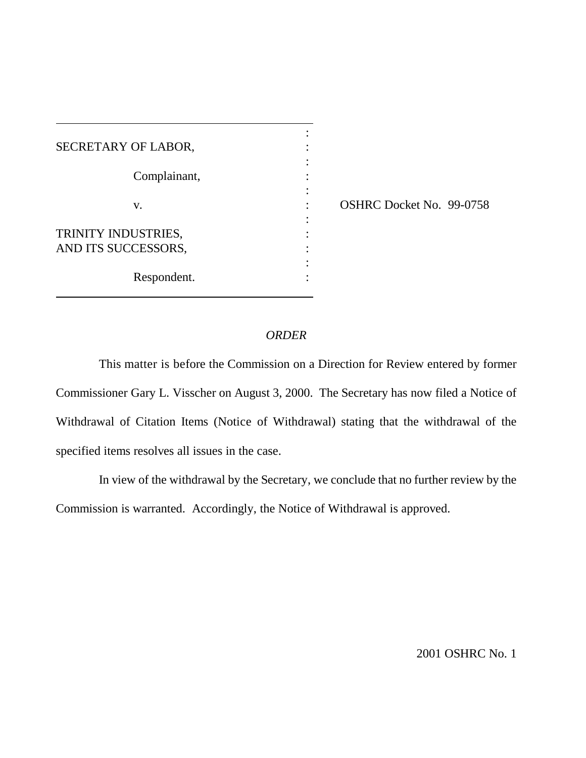| | | |
|---|---|---|
| SECRETARY OF LABOR, | : | |
| Complainant, | : | |
| v. | : | OSHRC Docket No. 99-0758 |
| TRINITY INDUSTRIES, AND ITS SUCCESSORS, | : | |
| Respondent. | : | |

*ORDER*

This matter is before the Commission on a Direction for Review entered by former Commissioner Gary L. Visscher on August 3, 2000. The Secretary has now filed a Notice of Withdrawal of Citation Items (Notice of Withdrawal) stating that the withdrawal of the specified items resolves all issues in the case.

In view of the withdrawal by the Secretary, we conclude that no further review by the Commission is warranted. Accordingly, the Notice of Withdrawal is approved.

2001 OSHRC No. 1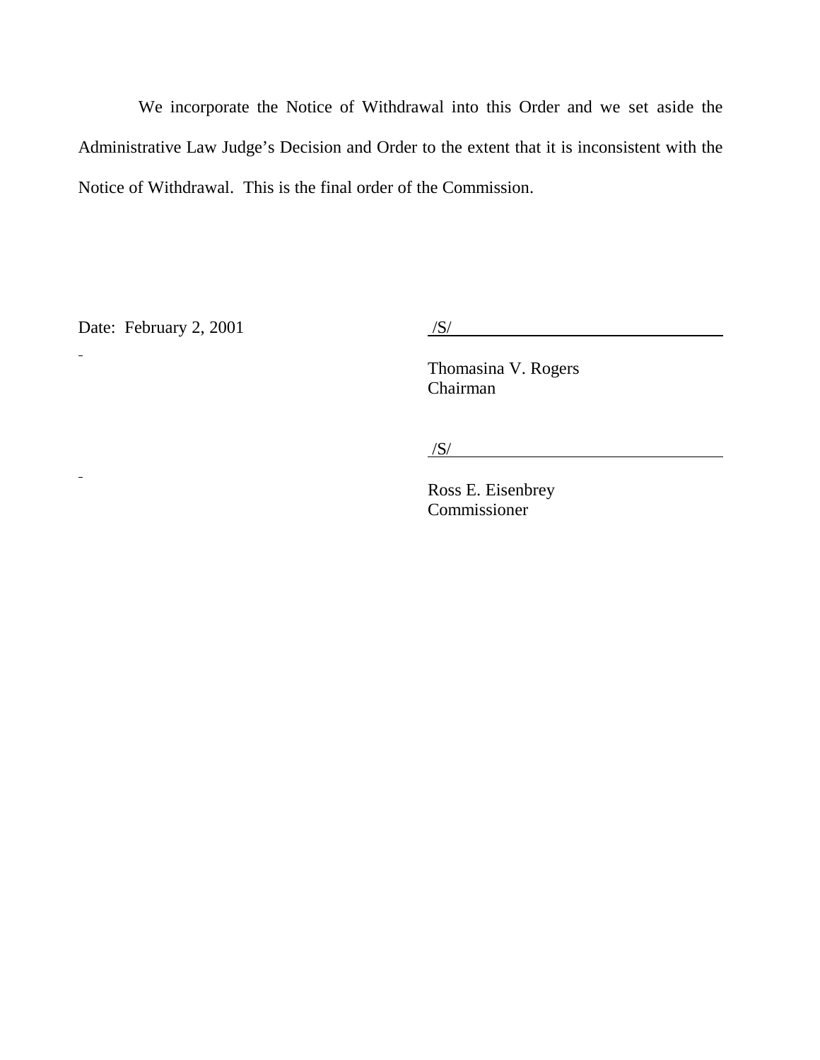We incorporate the Notice of Withdrawal into this Order and we set aside the Administrative Law Judge's Decision and Order to the extent that it is inconsistent with the Notice of Withdrawal. This is the final order of the Commission.

Date: February 2, 2001

/S/

Thomasina V. Rogers
Chairman

/S/

Ross E. Eisenbrey
Commissioner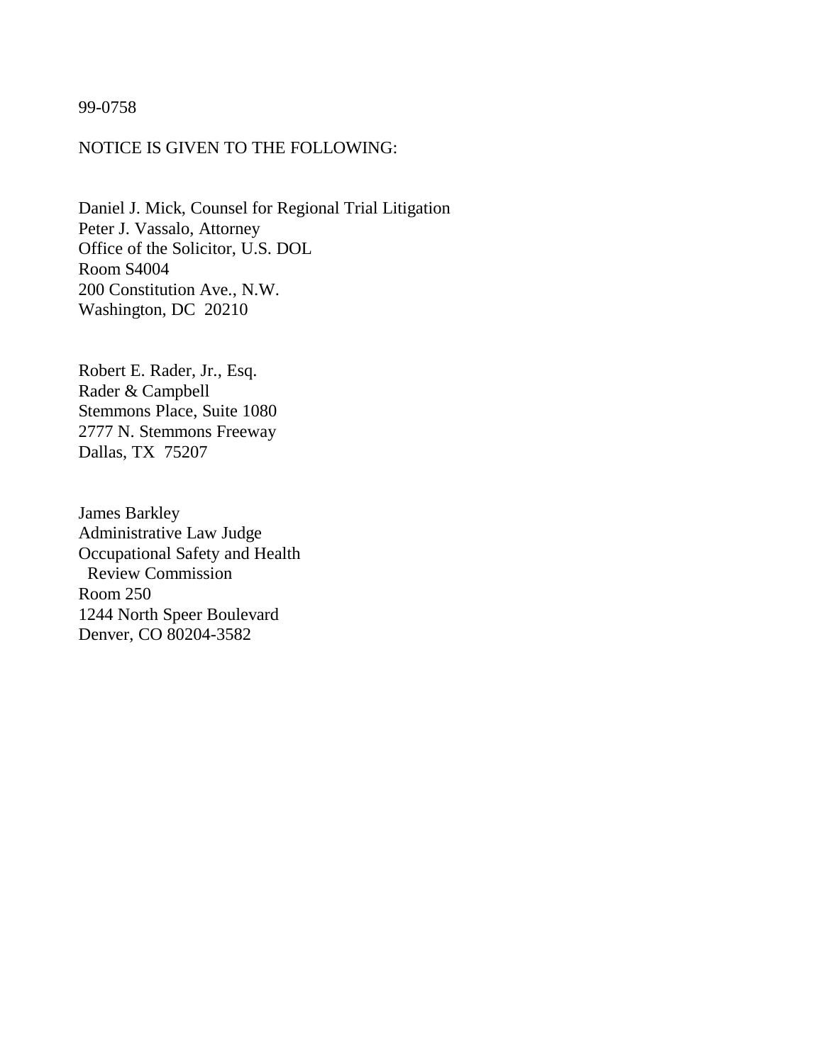99-0758

NOTICE IS GIVEN TO THE FOLLOWING:

Daniel J. Mick, Counsel for Regional Trial Litigation
Peter J. Vassalo, Attorney
Office of the Solicitor, U.S. DOL
Room S4004
200 Constitution Ave., N.W.
Washington, DC 20210

Robert E. Rader, Jr., Esq.
Rader & Campbell
Stemmons Place, Suite 1080
2777 N. Stemmons Freeway
Dallas, TX 75207

James Barkley
Administrative Law Judge
Occupational Safety and Health
Review Commission
Room 250
1244 North Speer Boulevard
Denver, CO 80204-3582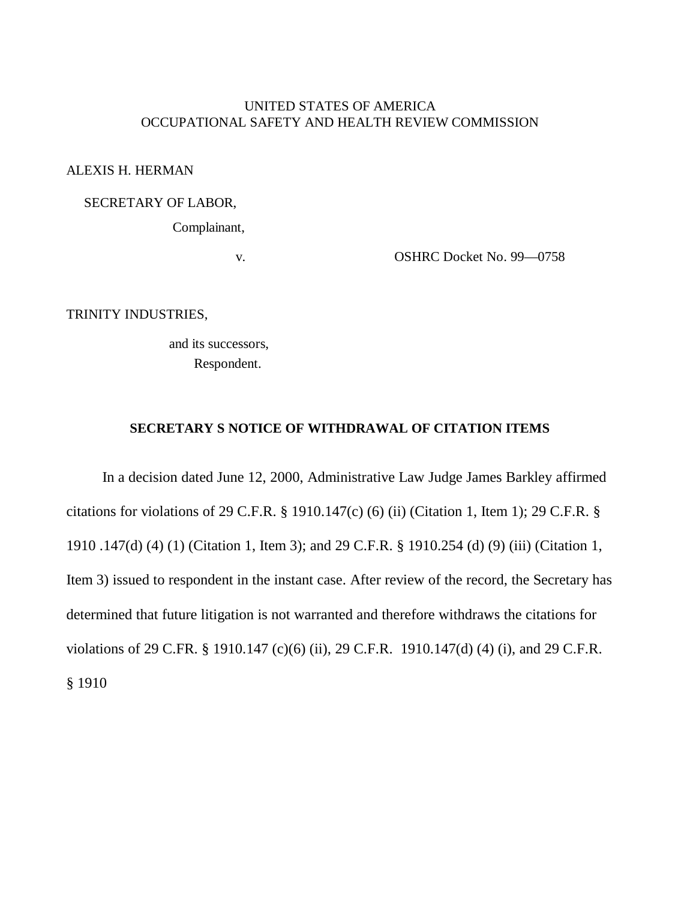UNITED STATES OF AMERICA
OCCUPATIONAL SAFETY AND HEALTH REVIEW COMMISSION

ALEXIS H. HERMAN

SECRETARY OF LABOR,

Complainant,

v. OSHRC Docket No. 99—0758

TRINITY INDUSTRIES,

and its successors,
Respondent.

**SECRETARY S NOTICE OF WITHDRAWAL OF CITATION ITEMS**

In a decision dated June 12, 2000, Administrative Law Judge James Barkley affirmed citations for violations of 29 C.F.R. § 1910.147(c) (6) (ii) (Citation 1, Item 1); 29 C.F.R. § 1910 .147(d) (4) (1) (Citation 1, Item 3); and 29 C.F.R. § 1910.254 (d) (9) (iii) (Citation 1, Item 3) issued to respondent in the instant case. After review of the record, the Secretary has determined that future litigation is not warranted and therefore withdraws the citations for violations of 29 C.FR. § 1910.147 (c)(6) (ii), 29 C.F.R. 1910.147(d) (4) (i), and 29 C.F.R. § 1910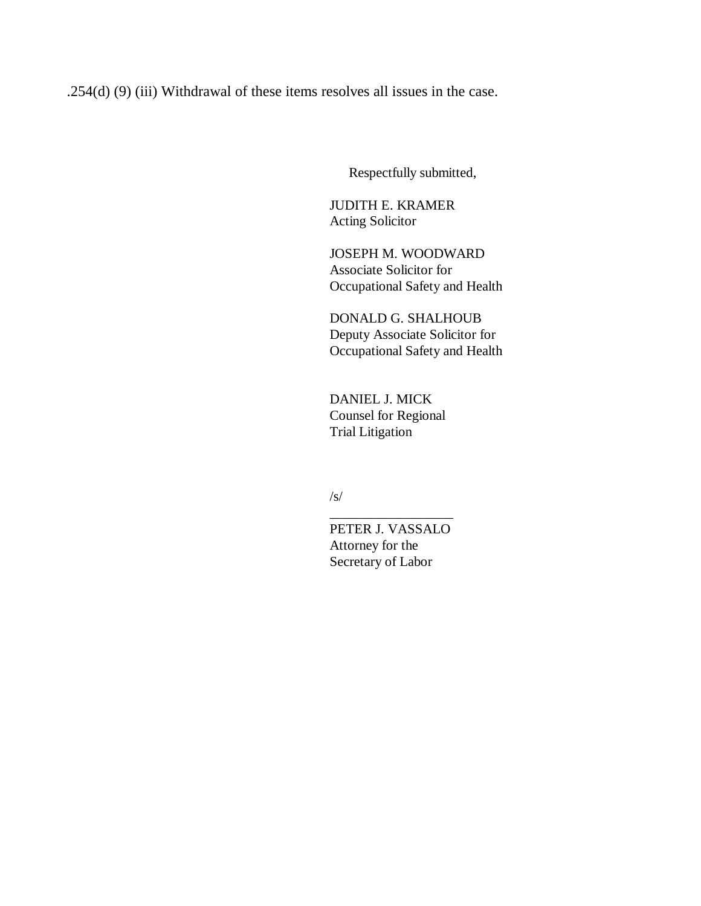.254(d) (9) (iii) Withdrawal of these items resolves all issues in the case.

Respectfully submitted,

JUDITH E. KRAMER
Acting Solicitor

JOSEPH M. WOODWARD
Associate Solicitor for
Occupational Safety and Health

DONALD G. SHALHOUB
Deputy Associate Solicitor for
Occupational Safety and Health

DANIEL J. MICK
Counsel for Regional
Trial Litigation

/s/
__________________
PETER J. VASSALO
Attorney for the
Secretary of Labor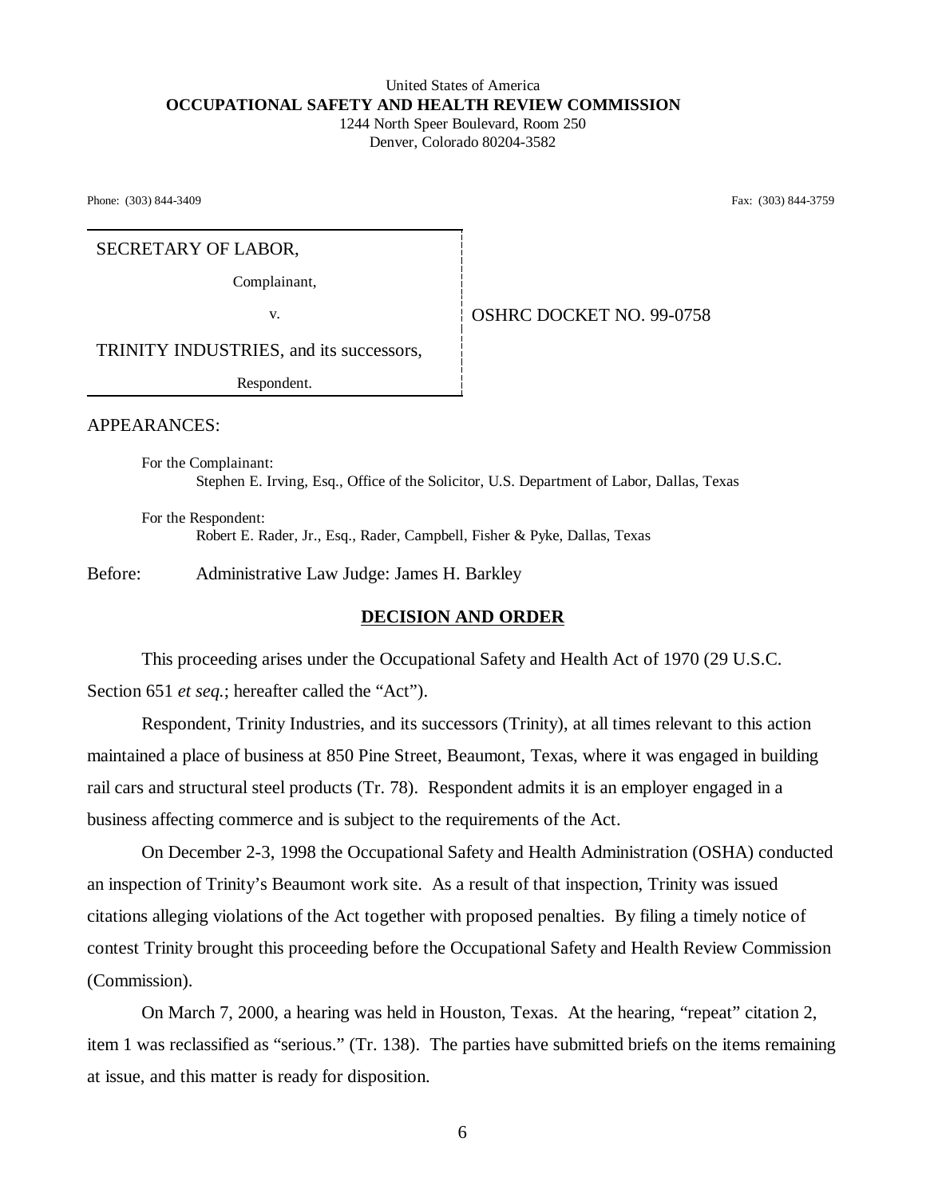United States of America
**OCCUPATIONAL SAFETY AND HEALTH REVIEW COMMISSION**
1244 North Speer Boulevard, Room 250
Denver, Colorado 80204-3582

Phone: (303) 844-3409 Fax: (303) 844-3759

| | |
|---|---|
| SECRETARY OF LABOR,<br>Complainant,<br>v.<br>TRINITY INDUSTRIES, and its successors,<br>Respondent. | OSHRC DOCKET NO. 99-0758 |

APPEARANCES:

For the Complainant:
Stephen E. Irving, Esq., Office of the Solicitor, U.S. Department of Labor, Dallas, Texas

For the Respondent:
Robert E. Rader, Jr., Esq., Rader, Campbell, Fisher & Pyke, Dallas, Texas

Before: Administrative Law Judge: James H. Barkley

## DECISION AND ORDER

This proceeding arises under the Occupational Safety and Health Act of 1970 (29 U.S.C. Section 651 *et seq.*; hereafter called the "Act").

Respondent, Trinity Industries, and its successors (Trinity), at all times relevant to this action maintained a place of business at 850 Pine Street, Beaumont, Texas, where it was engaged in building rail cars and structural steel products (Tr. 78). Respondent admits it is an employer engaged in a business affecting commerce and is subject to the requirements of the Act.

On December 2-3, 1998 the Occupational Safety and Health Administration (OSHA) conducted an inspection of Trinity's Beaumont work site. As a result of that inspection, Trinity was issued citations alleging violations of the Act together with proposed penalties. By filing a timely notice of contest Trinity brought this proceeding before the Occupational Safety and Health Review Commission (Commission).

On March 7, 2000, a hearing was held in Houston, Texas. At the hearing, "repeat" citation 2, item 1 was reclassified as "serious." (Tr. 138). The parties have submitted briefs on the items remaining at issue, and this matter is ready for disposition.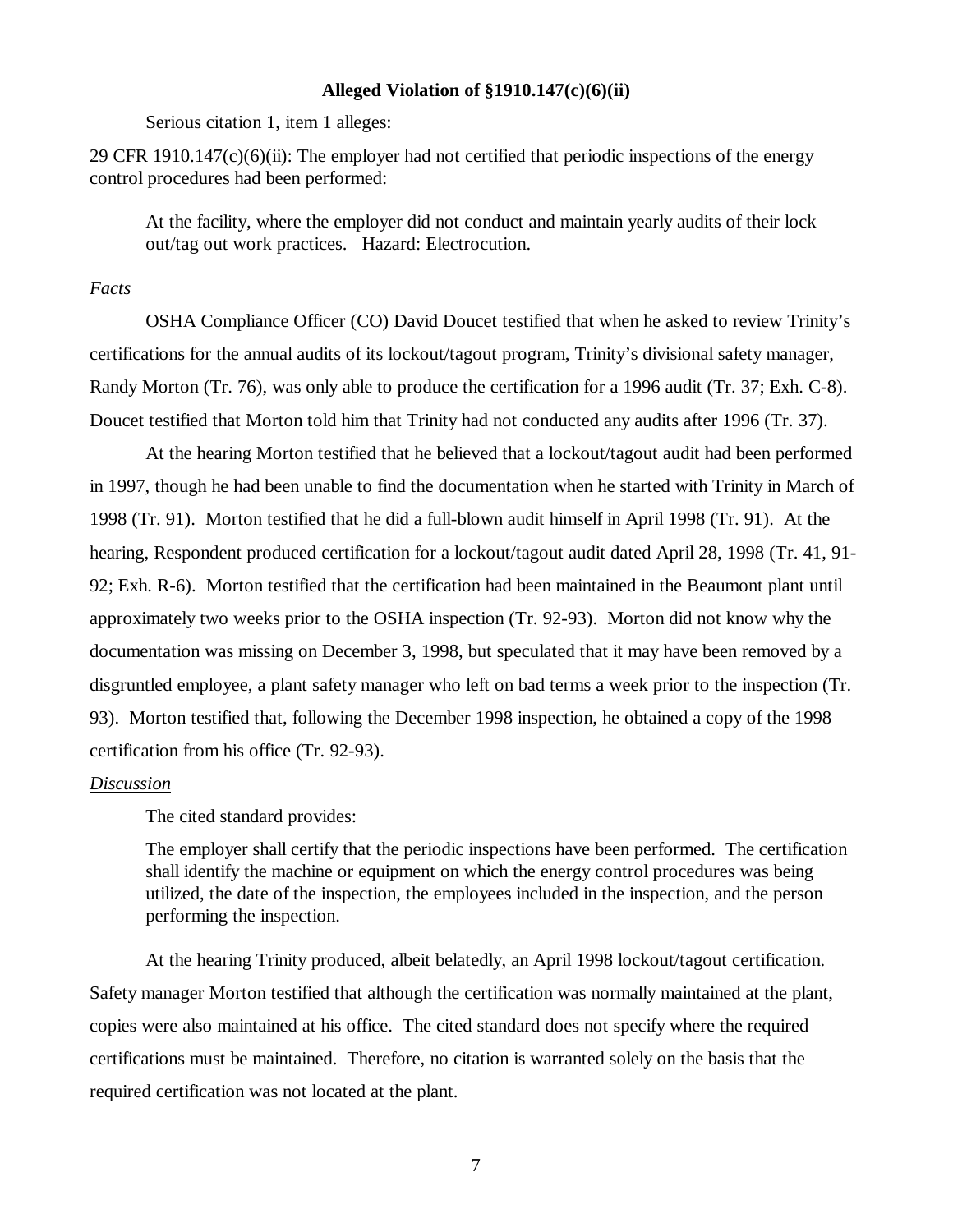**Alleged Violation of §1910.147(c)(6)(ii)**

Serious citation 1, item 1 alleges:

29 CFR 1910.147(c)(6)(ii): The employer had not certified that periodic inspections of the energy control procedures had been performed:

> At the facility, where the employer did not conduct and maintain yearly audits of their lock out/tag out work practices. Hazard: Electrocution.

*Facts*

OSHA Compliance Officer (CO) David Doucet testified that when he asked to review Trinity's certifications for the annual audits of its lockout/tagout program, Trinity's divisional safety manager, Randy Morton (Tr. 76), was only able to produce the certification for a 1996 audit (Tr. 37; Exh. C-8). Doucet testified that Morton told him that Trinity had not conducted any audits after 1996 (Tr. 37).

At the hearing Morton testified that he believed that a lockout/tagout audit had been performed in 1997, though he had been unable to find the documentation when he started with Trinity in March of 1998 (Tr. 91). Morton testified that he did a full-blown audit himself in April 1998 (Tr. 91). At the hearing, Respondent produced certification for a lockout/tagout audit dated April 28, 1998 (Tr. 41, 91-92; Exh. R-6). Morton testified that the certification had been maintained in the Beaumont plant until approximately two weeks prior to the OSHA inspection (Tr. 92-93). Morton did not know why the documentation was missing on December 3, 1998, but speculated that it may have been removed by a disgruntled employee, a plant safety manager who left on bad terms a week prior to the inspection (Tr. 93). Morton testified that, following the December 1998 inspection, he obtained a copy of the 1998 certification from his office (Tr. 92-93).

*Discussion*

The cited standard provides:

> The employer shall certify that the periodic inspections have been performed. The certification shall identify the machine or equipment on which the energy control procedures was being utilized, the date of the inspection, the employees included in the inspection, and the person performing the inspection.

At the hearing Trinity produced, albeit belatedly, an April 1998 lockout/tagout certification. Safety manager Morton testified that although the certification was normally maintained at the plant, copies were also maintained at his office. The cited standard does not specify where the required certifications must be maintained. Therefore, no citation is warranted solely on the basis that the required certification was not located at the plant.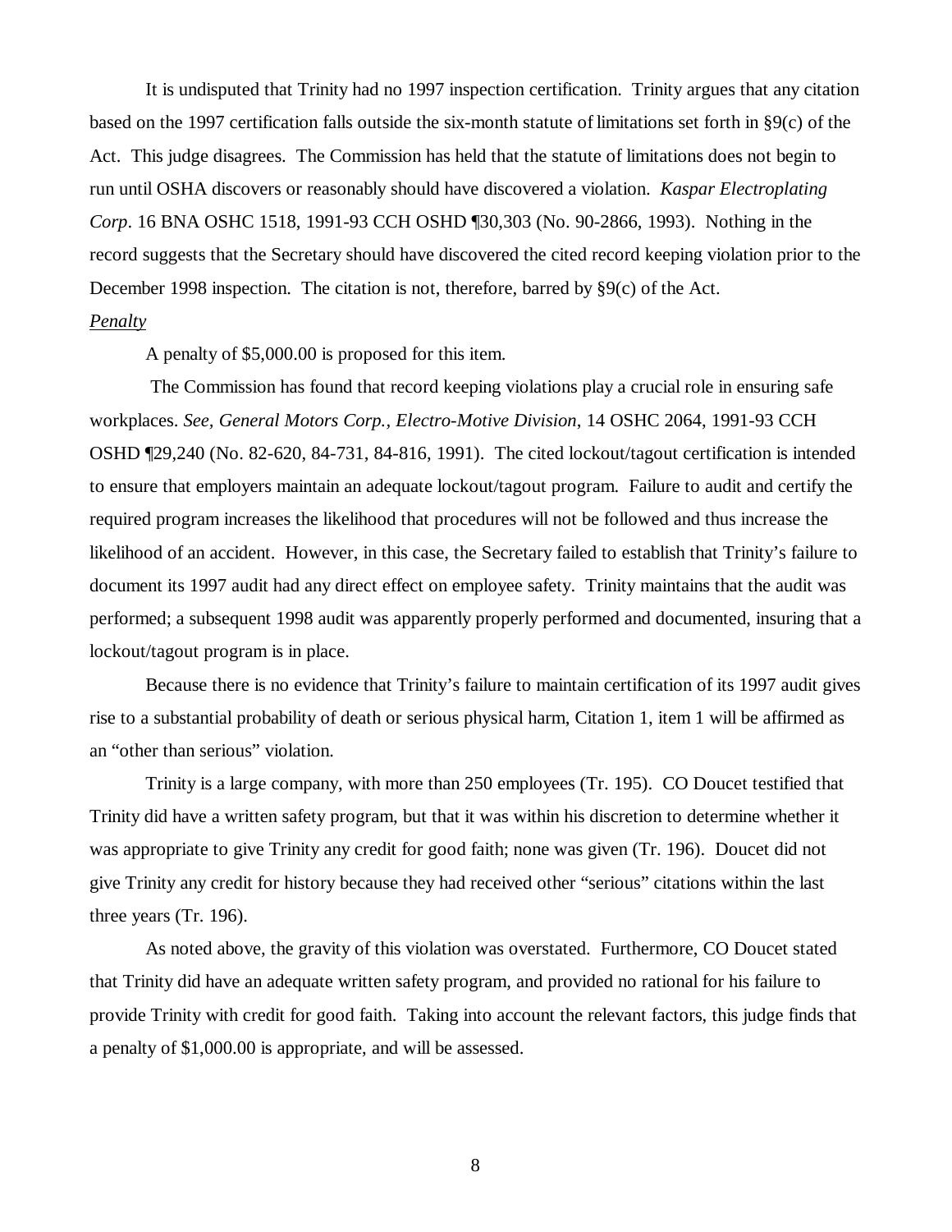It is undisputed that Trinity had no 1997 inspection certification. Trinity argues that any citation based on the 1997 certification falls outside the six-month statute of limitations set forth in §9(c) of the Act. This judge disagrees. The Commission has held that the statute of limitations does not begin to run until OSHA discovers or reasonably should have discovered a violation. *Kaspar Electroplating Corp*. 16 BNA OSHC 1518, 1991-93 CCH OSHD ¶30,303 (No. 90-2866, 1993). Nothing in the record suggests that the Secretary should have discovered the cited record keeping violation prior to the December 1998 inspection. The citation is not, therefore, barred by §9(c) of the Act.

*Penalty*

A penalty of $5,000.00 is proposed for this item.

The Commission has found that record keeping violations play a crucial role in ensuring safe workplaces. *See, General Motors Corp., Electro-Motive Division*, 14 OSHC 2064, 1991-93 CCH OSHD ¶29,240 (No. 82-620, 84-731, 84-816, 1991). The cited lockout/tagout certification is intended to ensure that employers maintain an adequate lockout/tagout program. Failure to audit and certify the required program increases the likelihood that procedures will not be followed and thus increase the likelihood of an accident. However, in this case, the Secretary failed to establish that Trinity's failure to document its 1997 audit had any direct effect on employee safety. Trinity maintains that the audit was performed; a subsequent 1998 audit was apparently properly performed and documented, insuring that a lockout/tagout program is in place.

Because there is no evidence that Trinity's failure to maintain certification of its 1997 audit gives rise to a substantial probability of death or serious physical harm, Citation 1, item 1 will be affirmed as an "other than serious" violation.

Trinity is a large company, with more than 250 employees (Tr. 195). CO Doucet testified that Trinity did have a written safety program, but that it was within his discretion to determine whether it was appropriate to give Trinity any credit for good faith; none was given (Tr. 196). Doucet did not give Trinity any credit for history because they had received other "serious" citations within the last three years (Tr. 196).

As noted above, the gravity of this violation was overstated. Furthermore, CO Doucet stated that Trinity did have an adequate written safety program, and provided no rational for his failure to provide Trinity with credit for good faith. Taking into account the relevant factors, this judge finds that a penalty of $1,000.00 is appropriate, and will be assessed.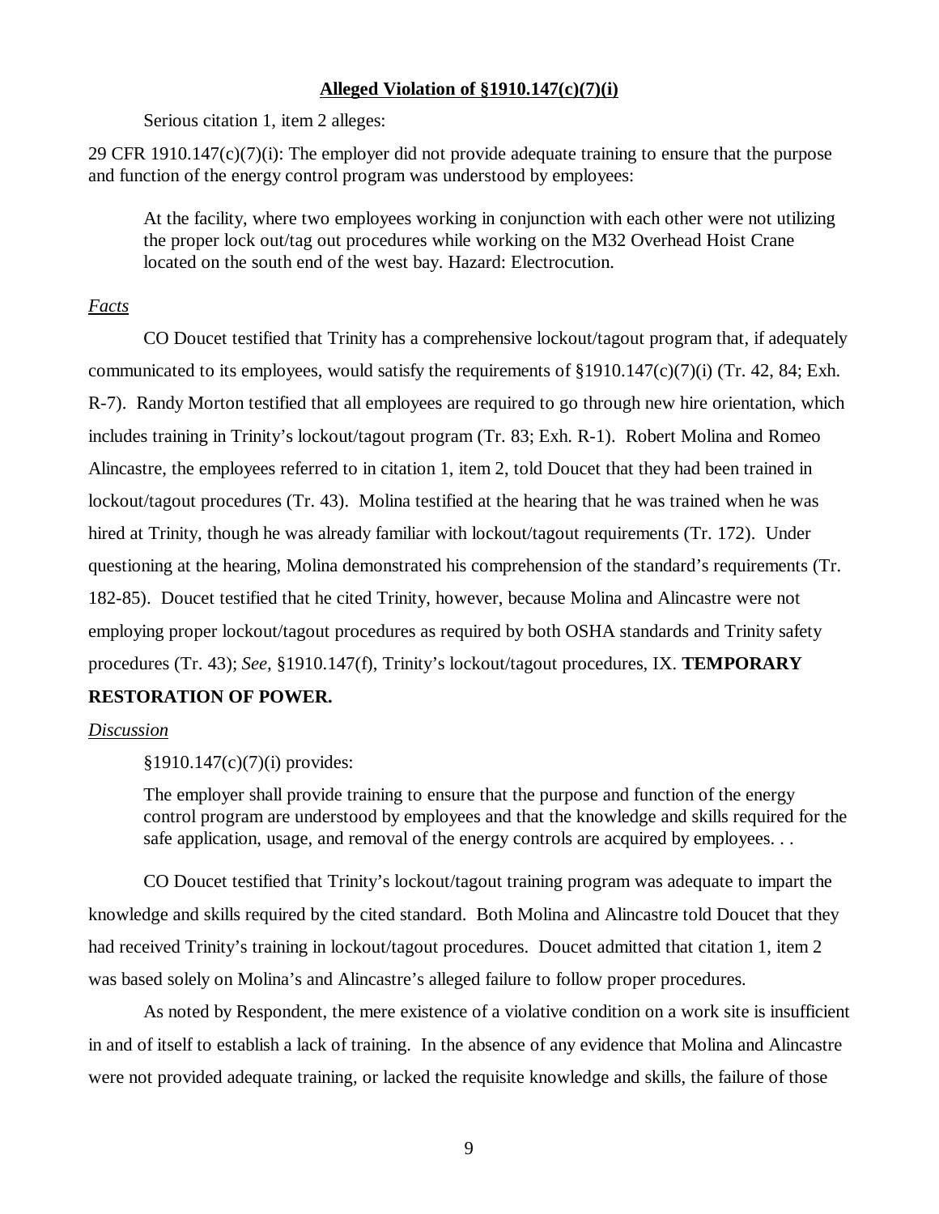**Alleged Violation of §1910.147(c)(7)(i)**

Serious citation 1, item 2 alleges:

29 CFR 1910.147(c)(7)(i): The employer did not provide adequate training to ensure that the purpose and function of the energy control program was understood by employees:

> At the facility, where two employees working in conjunction with each other were not utilizing the proper lock out/tag out procedures while working on the M32 Overhead Hoist Crane located on the south end of the west bay. Hazard: Electrocution.

*Facts*

CO Doucet testified that Trinity has a comprehensive lockout/tagout program that, if adequately communicated to its employees, would satisfy the requirements of §1910.147(c)(7)(i) (Tr. 42, 84; Exh. R-7). Randy Morton testified that all employees are required to go through new hire orientation, which includes training in Trinity's lockout/tagout program (Tr. 83; Exh. R-1). Robert Molina and Romeo Alincastre, the employees referred to in citation 1, item 2, told Doucet that they had been trained in lockout/tagout procedures (Tr. 43). Molina testified at the hearing that he was trained when he was hired at Trinity, though he was already familiar with lockout/tagout requirements (Tr. 172). Under questioning at the hearing, Molina demonstrated his comprehension of the standard's requirements (Tr. 182-85). Doucet testified that he cited Trinity, however, because Molina and Alincastre were not employing proper lockout/tagout procedures as required by both OSHA standards and Trinity safety procedures (Tr. 43); *See*, §1910.147(f), Trinity's lockout/tagout procedures, IX. **TEMPORARY RESTORATION OF POWER.**

*Discussion*

§1910.147(c)(7)(i) provides:

> The employer shall provide training to ensure that the purpose and function of the energy control program are understood by employees and that the knowledge and skills required for the safe application, usage, and removal of the energy controls are acquired by employees. . .

CO Doucet testified that Trinity's lockout/tagout training program was adequate to impart the knowledge and skills required by the cited standard. Both Molina and Alincastre told Doucet that they had received Trinity's training in lockout/tagout procedures. Doucet admitted that citation 1, item 2 was based solely on Molina's and Alincastre's alleged failure to follow proper procedures.

As noted by Respondent, the mere existence of a violative condition on a work site is insufficient in and of itself to establish a lack of training. In the absence of any evidence that Molina and Alincastre were not provided adequate training, or lacked the requisite knowledge and skills, the failure of those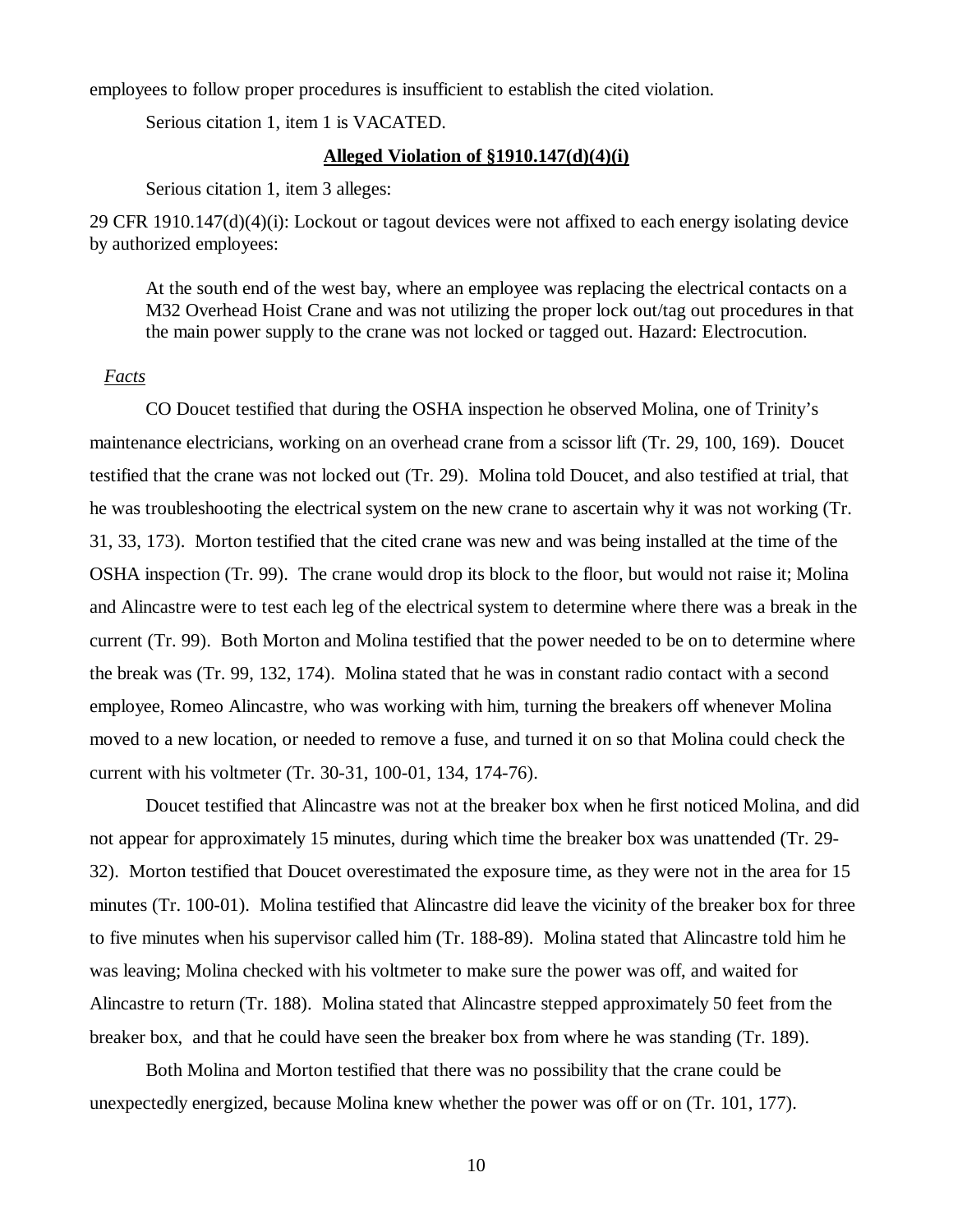employees to follow proper procedures is insufficient to establish the cited violation.

Serious citation 1, item 1 is VACATED.

## **Alleged Violation of §1910.147(d)(4)(i)**

Serious citation 1, item 3 alleges:

29 CFR 1910.147(d)(4)(i): Lockout or tagout devices were not affixed to each energy isolating device by authorized employees:

> At the south end of the west bay, where an employee was replacing the electrical contacts on a M32 Overhead Hoist Crane and was not utilizing the proper lock out/tag out procedures in that the main power supply to the crane was not locked or tagged out. Hazard: Electrocution.

*Facts*

CO Doucet testified that during the OSHA inspection he observed Molina, one of Trinity's maintenance electricians, working on an overhead crane from a scissor lift (Tr. 29, 100, 169). Doucet testified that the crane was not locked out (Tr. 29). Molina told Doucet, and also testified at trial, that he was troubleshooting the electrical system on the new crane to ascertain why it was not working (Tr. 31, 33, 173). Morton testified that the cited crane was new and was being installed at the time of the OSHA inspection (Tr. 99). The crane would drop its block to the floor, but would not raise it; Molina and Alincastre were to test each leg of the electrical system to determine where there was a break in the current (Tr. 99). Both Morton and Molina testified that the power needed to be on to determine where the break was (Tr. 99, 132, 174). Molina stated that he was in constant radio contact with a second employee, Romeo Alincastre, who was working with him, turning the breakers off whenever Molina moved to a new location, or needed to remove a fuse, and turned it on so that Molina could check the current with his voltmeter (Tr. 30-31, 100-01, 134, 174-76).

Doucet testified that Alincastre was not at the breaker box when he first noticed Molina, and did not appear for approximately 15 minutes, during which time the breaker box was unattended (Tr. 29-32). Morton testified that Doucet overestimated the exposure time, as they were not in the area for 15 minutes (Tr. 100-01). Molina testified that Alincastre did leave the vicinity of the breaker box for three to five minutes when his supervisor called him (Tr. 188-89). Molina stated that Alincastre told him he was leaving; Molina checked with his voltmeter to make sure the power was off, and waited for Alincastre to return (Tr. 188). Molina stated that Alincastre stepped approximately 50 feet from the breaker box, and that he could have seen the breaker box from where he was standing (Tr. 189).

Both Molina and Morton testified that there was no possibility that the crane could be unexpectedly energized, because Molina knew whether the power was off or on (Tr. 101, 177).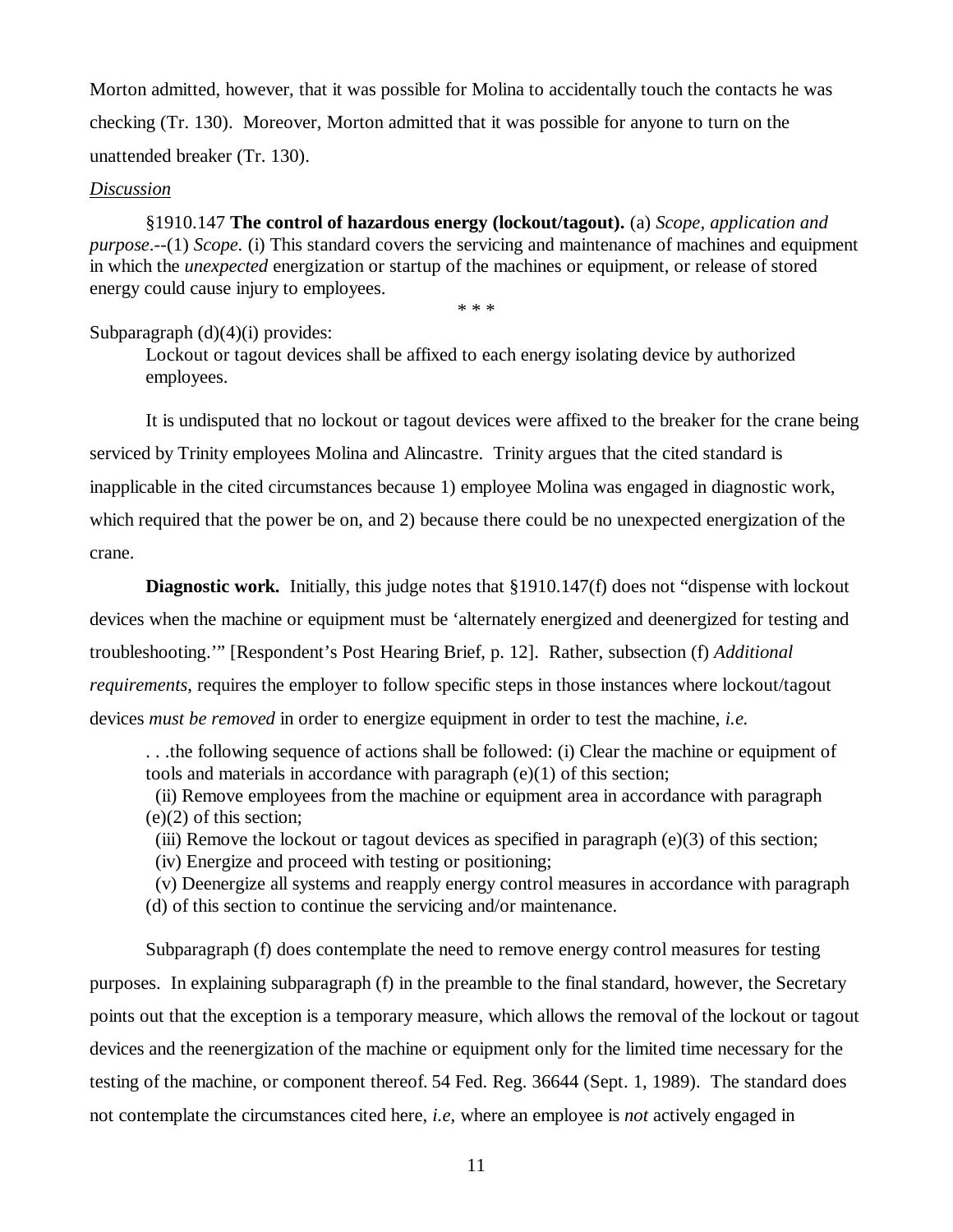Morton admitted, however, that it was possible for Molina to accidentally touch the contacts he was checking (Tr. 130). Moreover, Morton admitted that it was possible for anyone to turn on the unattended breaker (Tr. 130).

*Discussion*

> §1910.147 **The control of hazardous energy (lockout/tagout).** (a) *Scope, application and purpose*.--(1) *Scope.* (i) This standard covers the servicing and maintenance of machines and equipment in which the *unexpected* energization or startup of the machines or equipment, or release of stored energy could cause injury to employees.
>
> * * *

Subparagraph (d)(4)(i) provides:

> Lockout or tagout devices shall be affixed to each energy isolating device by authorized employees.

It is undisputed that no lockout or tagout devices were affixed to the breaker for the crane being serviced by Trinity employees Molina and Alincastre. Trinity argues that the cited standard is inapplicable in the cited circumstances because 1) employee Molina was engaged in diagnostic work, which required that the power be on, and 2) because there could be no unexpected energization of the crane.

**Diagnostic work.** Initially, this judge notes that §1910.147(f) does not "dispense with lockout devices when the machine or equipment must be 'alternately energized and deenergized for testing and troubleshooting.'" [Respondent's Post Hearing Brief, p. 12]. Rather, subsection (f) *Additional requirements,* requires the employer to follow specific steps in those instances where lockout/tagout devices *must be removed* in order to energize equipment in order to test the machine, *i.e.*

> . . .the following sequence of actions shall be followed: (i) Clear the machine or equipment of tools and materials in accordance with paragraph (e)(1) of this section;
>
> (ii) Remove employees from the machine or equipment area in accordance with paragraph (e)(2) of this section;
>
> (iii) Remove the lockout or tagout devices as specified in paragraph (e)(3) of this section;
>
> (iv) Energize and proceed with testing or positioning;
>
> (v) Deenergize all systems and reapply energy control measures in accordance with paragraph (d) of this section to continue the servicing and/or maintenance.

Subparagraph (f) does contemplate the need to remove energy control measures for testing purposes. In explaining subparagraph (f) in the preamble to the final standard, however, the Secretary points out that the exception is a temporary measure, which allows the removal of the lockout or tagout devices and the reenergization of the machine or equipment only for the limited time necessary for the testing of the machine, or component thereof. 54 Fed. Reg. 36644 (Sept. 1, 1989). The standard does not contemplate the circumstances cited here, *i.e,* where an employee is *not* actively engaged in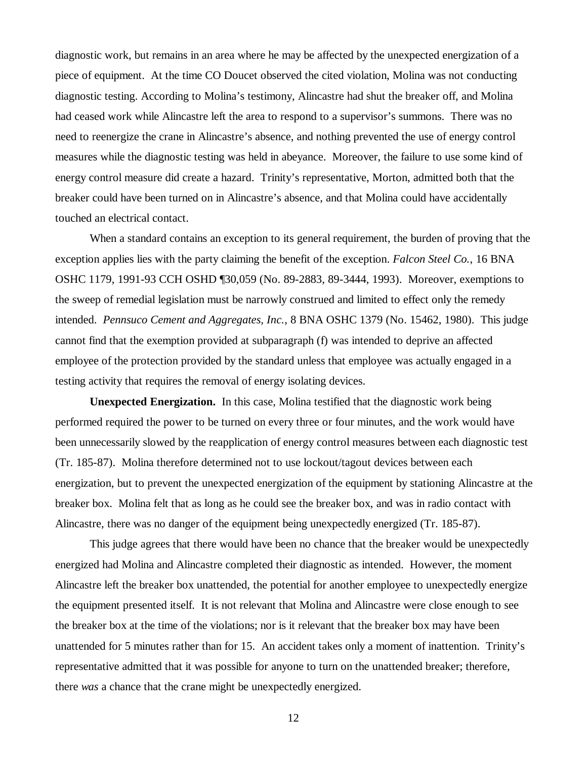diagnostic work, but remains in an area where he may be affected by the unexpected energization of a piece of equipment. At the time CO Doucet observed the cited violation, Molina was not conducting diagnostic testing. According to Molina's testimony, Alincastre had shut the breaker off, and Molina had ceased work while Alincastre left the area to respond to a supervisor's summons. There was no need to reenergize the crane in Alincastre's absence, and nothing prevented the use of energy control measures while the diagnostic testing was held in abeyance. Moreover, the failure to use some kind of energy control measure did create a hazard. Trinity's representative, Morton, admitted both that the breaker could have been turned on in Alincastre's absence, and that Molina could have accidentally touched an electrical contact.

When a standard contains an exception to its general requirement, the burden of proving that the exception applies lies with the party claiming the benefit of the exception. *Falcon Steel Co.*, 16 BNA OSHC 1179, 1991-93 CCH OSHD ¶30,059 (No. 89-2883, 89-3444, 1993). Moreover, exemptions to the sweep of remedial legislation must be narrowly construed and limited to effect only the remedy intended. *Pennsuco Cement and Aggregates, Inc.*, 8 BNA OSHC 1379 (No. 15462, 1980). This judge cannot find that the exemption provided at subparagraph (f) was intended to deprive an affected employee of the protection provided by the standard unless that employee was actually engaged in a testing activity that requires the removal of energy isolating devices.

**Unexpected Energization.** In this case, Molina testified that the diagnostic work being performed required the power to be turned on every three or four minutes, and the work would have been unnecessarily slowed by the reapplication of energy control measures between each diagnostic test (Tr. 185-87). Molina therefore determined not to use lockout/tagout devices between each energization, but to prevent the unexpected energization of the equipment by stationing Alincastre at the breaker box. Molina felt that as long as he could see the breaker box, and was in radio contact with Alincastre, there was no danger of the equipment being unexpectedly energized (Tr. 185-87).

This judge agrees that there would have been no chance that the breaker would be unexpectedly energized had Molina and Alincastre completed their diagnostic as intended. However, the moment Alincastre left the breaker box unattended, the potential for another employee to unexpectedly energize the equipment presented itself. It is not relevant that Molina and Alincastre were close enough to see the breaker box at the time of the violations; nor is it relevant that the breaker box may have been unattended for 5 minutes rather than for 15. An accident takes only a moment of inattention. Trinity's representative admitted that it was possible for anyone to turn on the unattended breaker; therefore, there *was* a chance that the crane might be unexpectedly energized.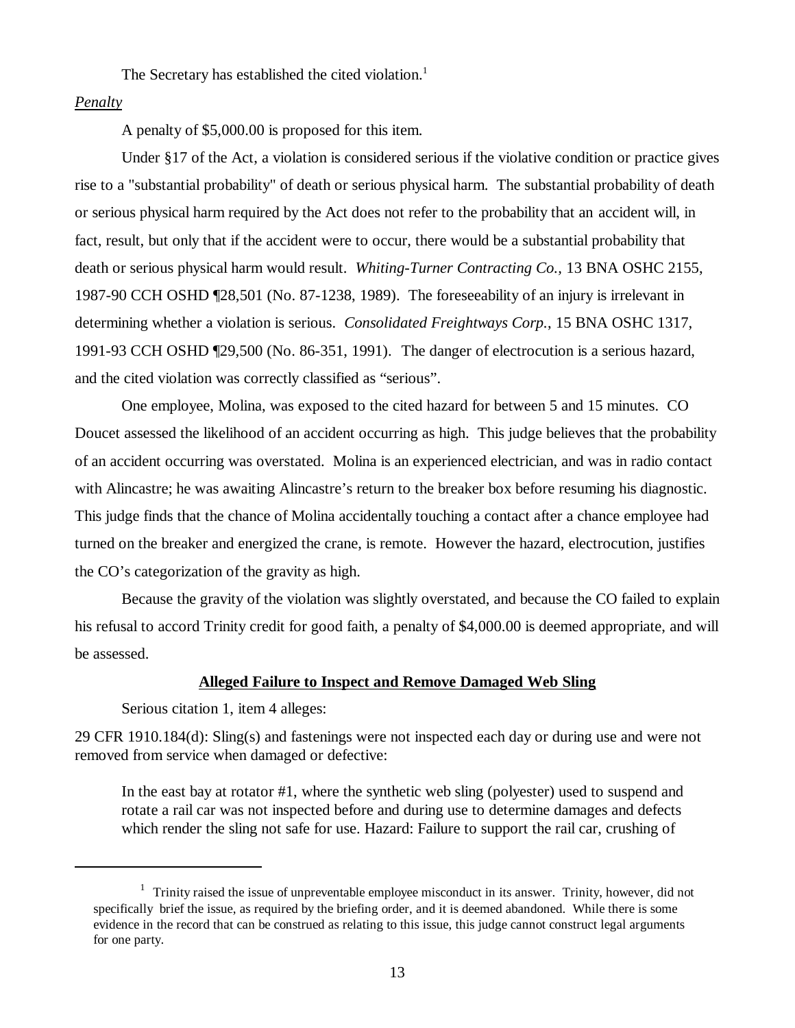The Secretary has established the cited violation.[1]

*Penalty*

A penalty of $5,000.00 is proposed for this item.

Under §17 of the Act, a violation is considered serious if the violative condition or practice gives rise to a "substantial probability" of death or serious physical harm. The substantial probability of death or serious physical harm required by the Act does not refer to the probability that an accident will, in fact, result, but only that if the accident were to occur, there would be a substantial probability that death or serious physical harm would result. *Whiting-Turner Contracting Co.,* 13 BNA OSHC 2155, 1987-90 CCH OSHD ¶28,501 (No. 87-1238, 1989). The foreseeability of an injury is irrelevant in determining whether a violation is serious. *Consolidated Freightways Corp.*, 15 BNA OSHC 1317, 1991-93 CCH OSHD ¶29,500 (No. 86-351, 1991). The danger of electrocution is a serious hazard, and the cited violation was correctly classified as "serious".

One employee, Molina, was exposed to the cited hazard for between 5 and 15 minutes. CO Doucet assessed the likelihood of an accident occurring as high. This judge believes that the probability of an accident occurring was overstated. Molina is an experienced electrician, and was in radio contact with Alincastre; he was awaiting Alincastre's return to the breaker box before resuming his diagnostic. This judge finds that the chance of Molina accidentally touching a contact after a chance employee had turned on the breaker and energized the crane, is remote. However the hazard, electrocution, justifies the CO's categorization of the gravity as high.

Because the gravity of the violation was slightly overstated, and because the CO failed to explain his refusal to accord Trinity credit for good faith, a penalty of $4,000.00 is deemed appropriate, and will be assessed.

## Alleged Failure to Inspect and Remove Damaged Web Sling

Serious citation 1, item 4 alleges:

29 CFR 1910.184(d): Sling(s) and fastenings were not inspected each day or during use and were not removed from service when damaged or defective:

> In the east bay at rotator #1, where the synthetic web sling (polyester) used to suspend and rotate a rail car was not inspected before and during use to determine damages and defects which render the sling not safe for use. Hazard: Failure to support the rail car, crushing of

---

[1] Trinity raised the issue of unpreventable employee misconduct in its answer. Trinity, however, did not specifically brief the issue, as required by the briefing order, and it is deemed abandoned. While there is some evidence in the record that can be construed as relating to this issue, this judge cannot construct legal arguments for one party.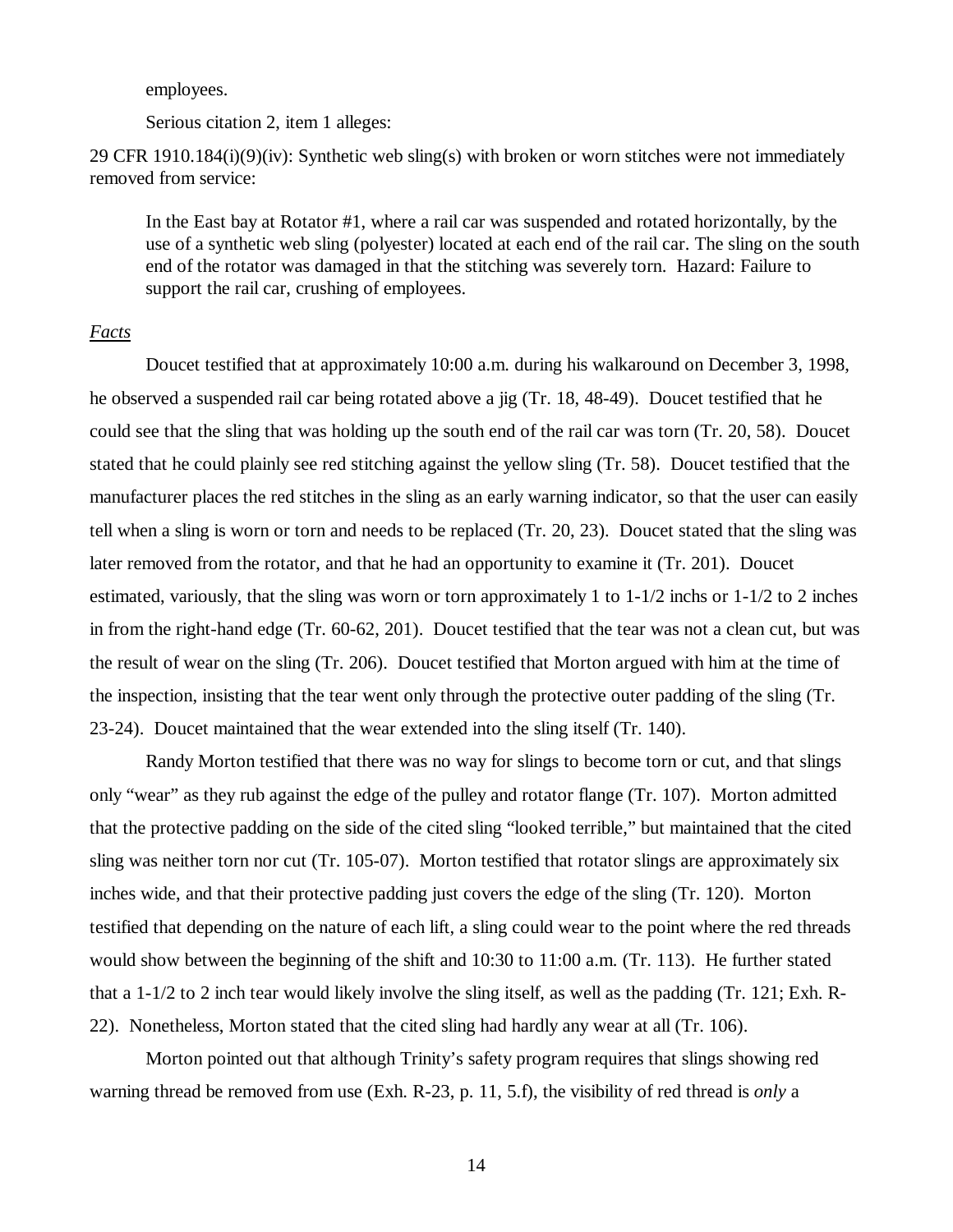employees.

Serious citation 2, item 1 alleges:

29 CFR 1910.184(i)(9)(iv): Synthetic web sling(s) with broken or worn stitches were not immediately removed from service:

> In the East bay at Rotator #1, where a rail car was suspended and rotated horizontally, by the use of a synthetic web sling (polyester) located at each end of the rail car. The sling on the south end of the rotator was damaged in that the stitching was severely torn. Hazard: Failure to support the rail car, crushing of employees.

*Facts*

Doucet testified that at approximately 10:00 a.m. during his walkaround on December 3, 1998, he observed a suspended rail car being rotated above a jig (Tr. 18, 48-49). Doucet testified that he could see that the sling that was holding up the south end of the rail car was torn (Tr. 20, 58). Doucet stated that he could plainly see red stitching against the yellow sling (Tr. 58). Doucet testified that the manufacturer places the red stitches in the sling as an early warning indicator, so that the user can easily tell when a sling is worn or torn and needs to be replaced (Tr. 20, 23). Doucet stated that the sling was later removed from the rotator, and that he had an opportunity to examine it (Tr. 201). Doucet estimated, variously, that the sling was worn or torn approximately 1 to 1-1/2 inchs or 1-1/2 to 2 inches in from the right-hand edge (Tr. 60-62, 201). Doucet testified that the tear was not a clean cut, but was the result of wear on the sling (Tr. 206). Doucet testified that Morton argued with him at the time of the inspection, insisting that the tear went only through the protective outer padding of the sling (Tr. 23-24). Doucet maintained that the wear extended into the sling itself (Tr. 140).

Randy Morton testified that there was no way for slings to become torn or cut, and that slings only "wear" as they rub against the edge of the pulley and rotator flange (Tr. 107). Morton admitted that the protective padding on the side of the cited sling "looked terrible," but maintained that the cited sling was neither torn nor cut (Tr. 105-07). Morton testified that rotator slings are approximately six inches wide, and that their protective padding just covers the edge of the sling (Tr. 120). Morton testified that depending on the nature of each lift, a sling could wear to the point where the red threads would show between the beginning of the shift and 10:30 to 11:00 a.m. (Tr. 113). He further stated that a 1-1/2 to 2 inch tear would likely involve the sling itself, as well as the padding (Tr. 121; Exh. R-22). Nonetheless, Morton stated that the cited sling had hardly any wear at all (Tr. 106).

Morton pointed out that although Trinity's safety program requires that slings showing red warning thread be removed from use (Exh. R-23, p. 11, 5.f), the visibility of red thread is *only* a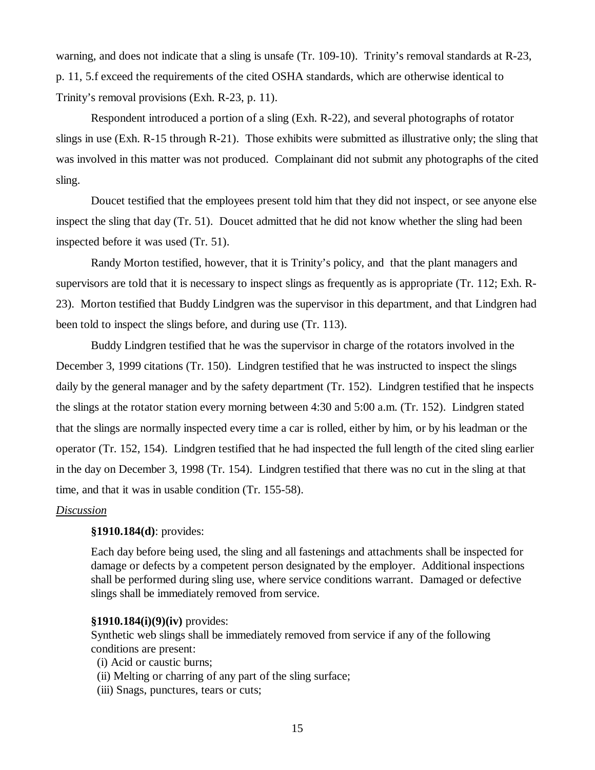warning, and does not indicate that a sling is unsafe (Tr. 109-10). Trinity's removal standards at R-23, p. 11, 5.f exceed the requirements of the cited OSHA standards, which are otherwise identical to Trinity's removal provisions (Exh. R-23, p. 11).

Respondent introduced a portion of a sling (Exh. R-22), and several photographs of rotator slings in use (Exh. R-15 through R-21). Those exhibits were submitted as illustrative only; the sling that was involved in this matter was not produced. Complainant did not submit any photographs of the cited sling.

Doucet testified that the employees present told him that they did not inspect, or see anyone else inspect the sling that day (Tr. 51). Doucet admitted that he did not know whether the sling had been inspected before it was used (Tr. 51).

Randy Morton testified, however, that it is Trinity's policy, and that the plant managers and supervisors are told that it is necessary to inspect slings as frequently as is appropriate (Tr. 112; Exh. R-23). Morton testified that Buddy Lindgren was the supervisor in this department, and that Lindgren had been told to inspect the slings before, and during use (Tr. 113).

Buddy Lindgren testified that he was the supervisor in charge of the rotators involved in the December 3, 1999 citations (Tr. 150). Lindgren testified that he was instructed to inspect the slings daily by the general manager and by the safety department (Tr. 152). Lindgren testified that he inspects the slings at the rotator station every morning between 4:30 and 5:00 a.m. (Tr. 152). Lindgren stated that the slings are normally inspected every time a car is rolled, either by him, or by his leadman or the operator (Tr. 152, 154). Lindgren testified that he had inspected the full length of the cited sling earlier in the day on December 3, 1998 (Tr. 154). Lindgren testified that there was no cut in the sling at that time, and that it was in usable condition (Tr. 155-58).

*Discussion*

**§1910.184(d)**: provides:

> Each day before being used, the sling and all fastenings and attachments shall be inspected for damage or defects by a competent person designated by the employer. Additional inspections shall be performed during sling use, where service conditions warrant. Damaged or defective slings shall be immediately removed from service.

**§1910.184(i)(9)(iv)** provides:

> Synthetic web slings shall be immediately removed from service if any of the following conditions are present:
> (i) Acid or caustic burns;
> (ii) Melting or charring of any part of the sling surface;
> (iii) Snags, punctures, tears or cuts;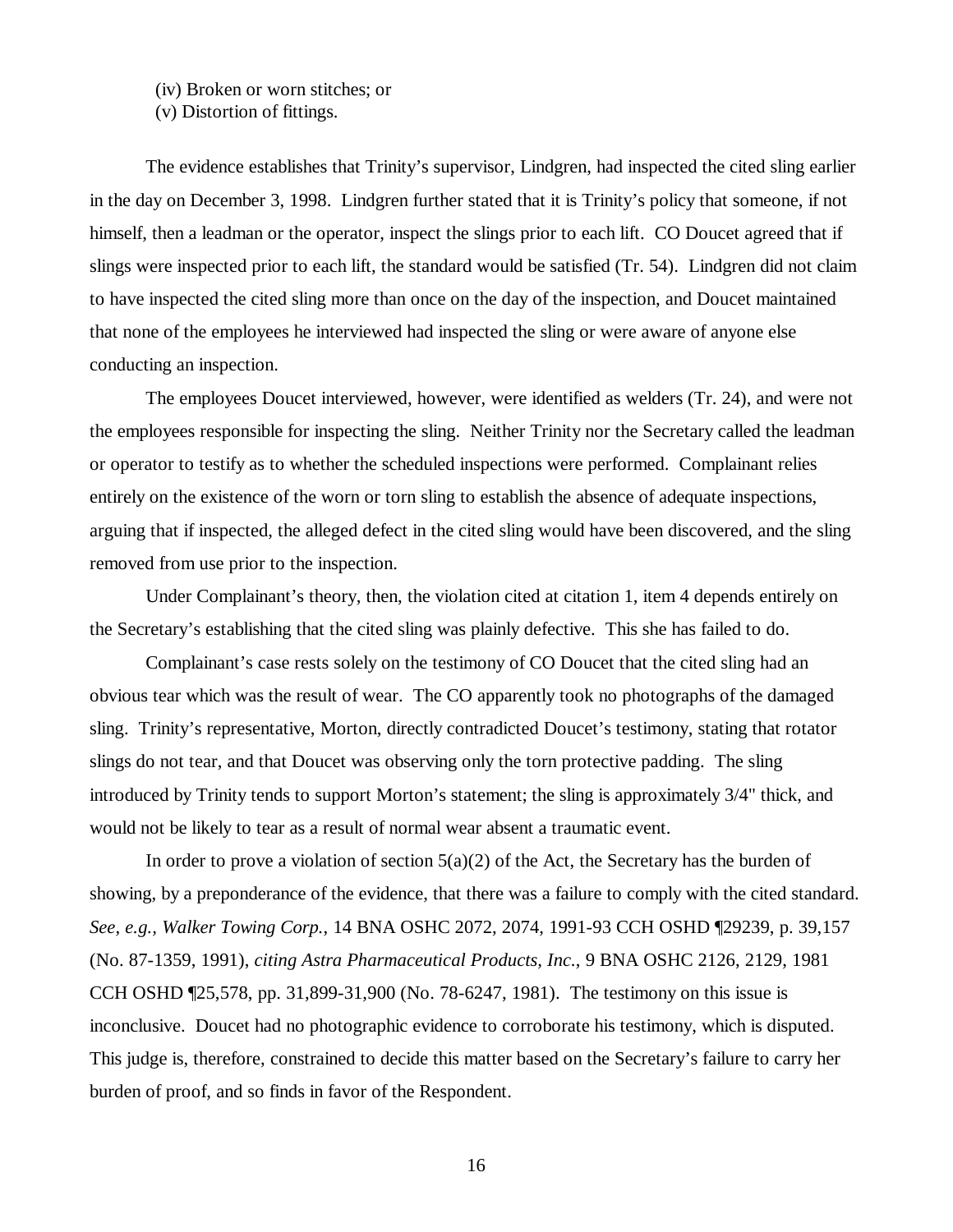(iv) Broken or worn stitches; or
(v) Distortion of fittings.

The evidence establishes that Trinity's supervisor, Lindgren, had inspected the cited sling earlier in the day on December 3, 1998. Lindgren further stated that it is Trinity's policy that someone, if not himself, then a leadman or the operator, inspect the slings prior to each lift. CO Doucet agreed that if slings were inspected prior to each lift, the standard would be satisfied (Tr. 54). Lindgren did not claim to have inspected the cited sling more than once on the day of the inspection, and Doucet maintained that none of the employees he interviewed had inspected the sling or were aware of anyone else conducting an inspection.

The employees Doucet interviewed, however, were identified as welders (Tr. 24), and were not the employees responsible for inspecting the sling. Neither Trinity nor the Secretary called the leadman or operator to testify as to whether the scheduled inspections were performed. Complainant relies entirely on the existence of the worn or torn sling to establish the absence of adequate inspections, arguing that if inspected, the alleged defect in the cited sling would have been discovered, and the sling removed from use prior to the inspection.

Under Complainant's theory, then, the violation cited at citation 1, item 4 depends entirely on the Secretary's establishing that the cited sling was plainly defective. This she has failed to do.

Complainant's case rests solely on the testimony of CO Doucet that the cited sling had an obvious tear which was the result of wear. The CO apparently took no photographs of the damaged sling. Trinity's representative, Morton, directly contradicted Doucet's testimony, stating that rotator slings do not tear, and that Doucet was observing only the torn protective padding. The sling introduced by Trinity tends to support Morton's statement; the sling is approximately 3/4" thick, and would not be likely to tear as a result of normal wear absent a traumatic event.

In order to prove a violation of section 5(a)(2) of the Act, the Secretary has the burden of showing, by a preponderance of the evidence, that there was a failure to comply with the cited standard. *See, e.g., Walker Towing Corp.*, 14 BNA OSHC 2072, 2074, 1991-93 CCH OSHD ¶29239, p. 39,157 (No. 87-1359, 1991), *citing Astra Pharmaceutical Products, Inc.*, 9 BNA OSHC 2126, 2129, 1981 CCH OSHD ¶25,578, pp. 31,899-31,900 (No. 78-6247, 1981). The testimony on this issue is inconclusive. Doucet had no photographic evidence to corroborate his testimony, which is disputed. This judge is, therefore, constrained to decide this matter based on the Secretary's failure to carry her burden of proof, and so finds in favor of the Respondent.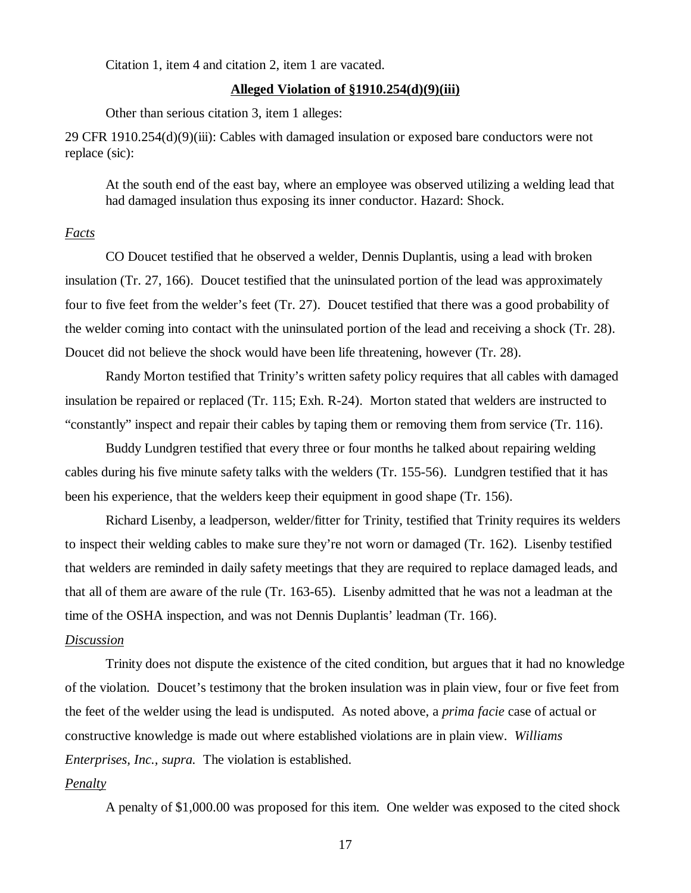Citation 1, item 4 and citation 2, item 1 are vacated.

**Alleged Violation of §1910.254(d)(9)(iii)**

Other than serious citation 3, item 1 alleges:

29 CFR 1910.254(d)(9)(iii): Cables with damaged insulation or exposed bare conductors were not replace (sic):

> At the south end of the east bay, where an employee was observed utilizing a welding lead that had damaged insulation thus exposing its inner conductor. Hazard: Shock.

*Facts*

CO Doucet testified that he observed a welder, Dennis Duplantis, using a lead with broken insulation (Tr. 27, 166). Doucet testified that the uninsulated portion of the lead was approximately four to five feet from the welder's feet (Tr. 27). Doucet testified that there was a good probability of the welder coming into contact with the uninsulated portion of the lead and receiving a shock (Tr. 28). Doucet did not believe the shock would have been life threatening, however (Tr. 28).

Randy Morton testified that Trinity's written safety policy requires that all cables with damaged insulation be repaired or replaced (Tr. 115; Exh. R-24). Morton stated that welders are instructed to "constantly" inspect and repair their cables by taping them or removing them from service (Tr. 116).

Buddy Lundgren testified that every three or four months he talked about repairing welding cables during his five minute safety talks with the welders (Tr. 155-56). Lundgren testified that it has been his experience, that the welders keep their equipment in good shape (Tr. 156).

Richard Lisenby, a leadperson, welder/fitter for Trinity, testified that Trinity requires its welders to inspect their welding cables to make sure they're not worn or damaged (Tr. 162). Lisenby testified that welders are reminded in daily safety meetings that they are required to replace damaged leads, and that all of them are aware of the rule (Tr. 163-65). Lisenby admitted that he was not a leadman at the time of the OSHA inspection, and was not Dennis Duplantis' leadman (Tr. 166).

*Discussion*

Trinity does not dispute the existence of the cited condition, but argues that it had no knowledge of the violation. Doucet's testimony that the broken insulation was in plain view, four or five feet from the feet of the welder using the lead is undisputed. As noted above, a *prima facie* case of actual or constructive knowledge is made out where established violations are in plain view. *Williams Enterprises, Inc., supra.* The violation is established.

*Penalty*

A penalty of $1,000.00 was proposed for this item. One welder was exposed to the cited shock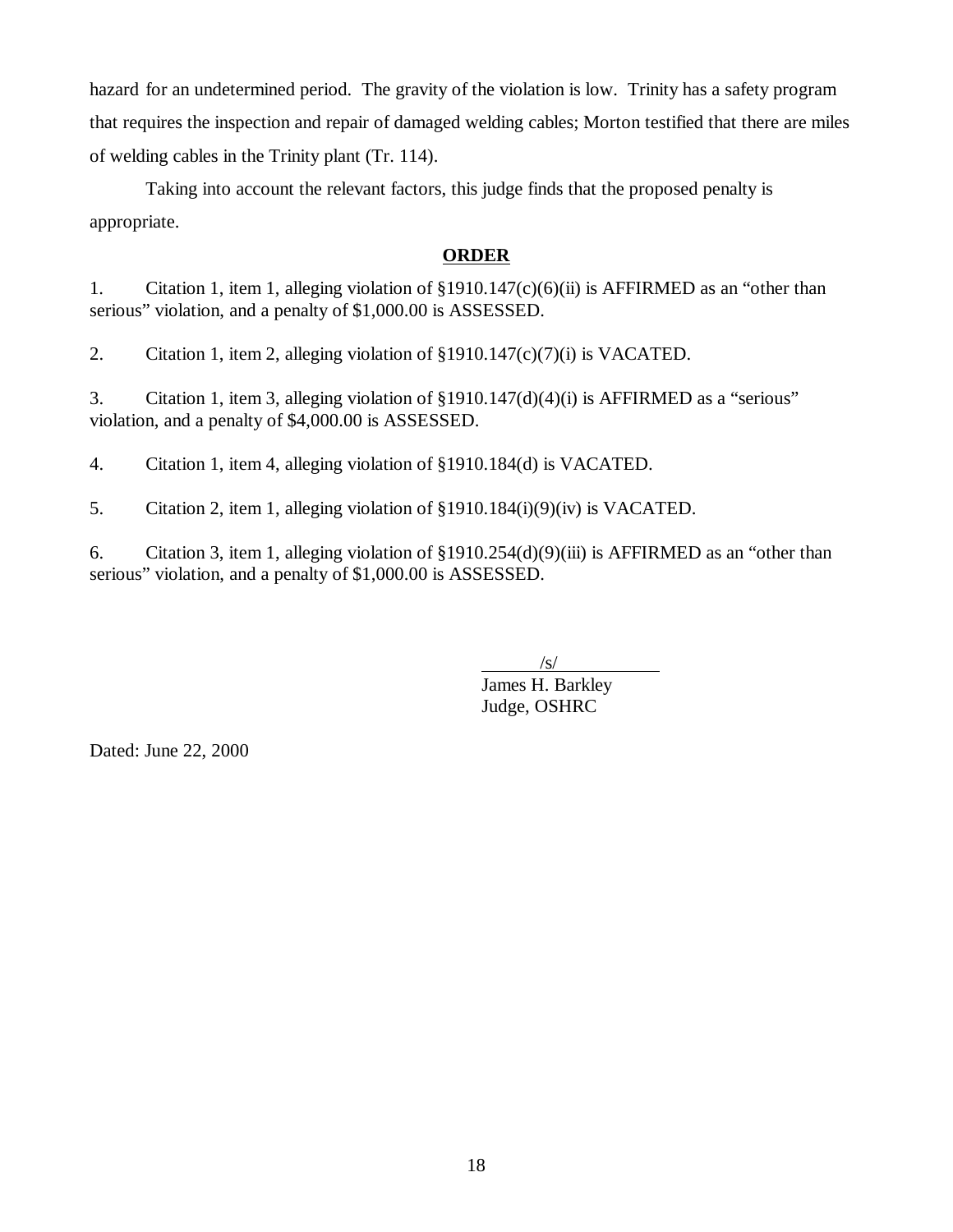hazard for an undetermined period. The gravity of the violation is low. Trinity has a safety program that requires the inspection and repair of damaged welding cables; Morton testified that there are miles of welding cables in the Trinity plant (Tr. 114).

Taking into account the relevant factors, this judge finds that the proposed penalty is appropriate.

## **ORDER**

1. Citation 1, item 1, alleging violation of §1910.147(c)(6)(ii) is AFFIRMED as an "other than serious" violation, and a penalty of $1,000.00 is ASSESSED.

2. Citation 1, item 2, alleging violation of §1910.147(c)(7)(i) is VACATED.

3. Citation 1, item 3, alleging violation of §1910.147(d)(4)(i) is AFFIRMED as a "serious" violation, and a penalty of $4,000.00 is ASSESSED.

4. Citation 1, item 4, alleging violation of §1910.184(d) is VACATED.

5. Citation 2, item 1, alleging violation of §1910.184(i)(9)(iv) is VACATED.

6. Citation 3, item 1, alleging violation of §1910.254(d)(9)(iii) is AFFIRMED as an "other than serious" violation, and a penalty of $1,000.00 is ASSESSED.

/s/
James H. Barkley
Judge, OSHRC

Dated: June 22, 2000